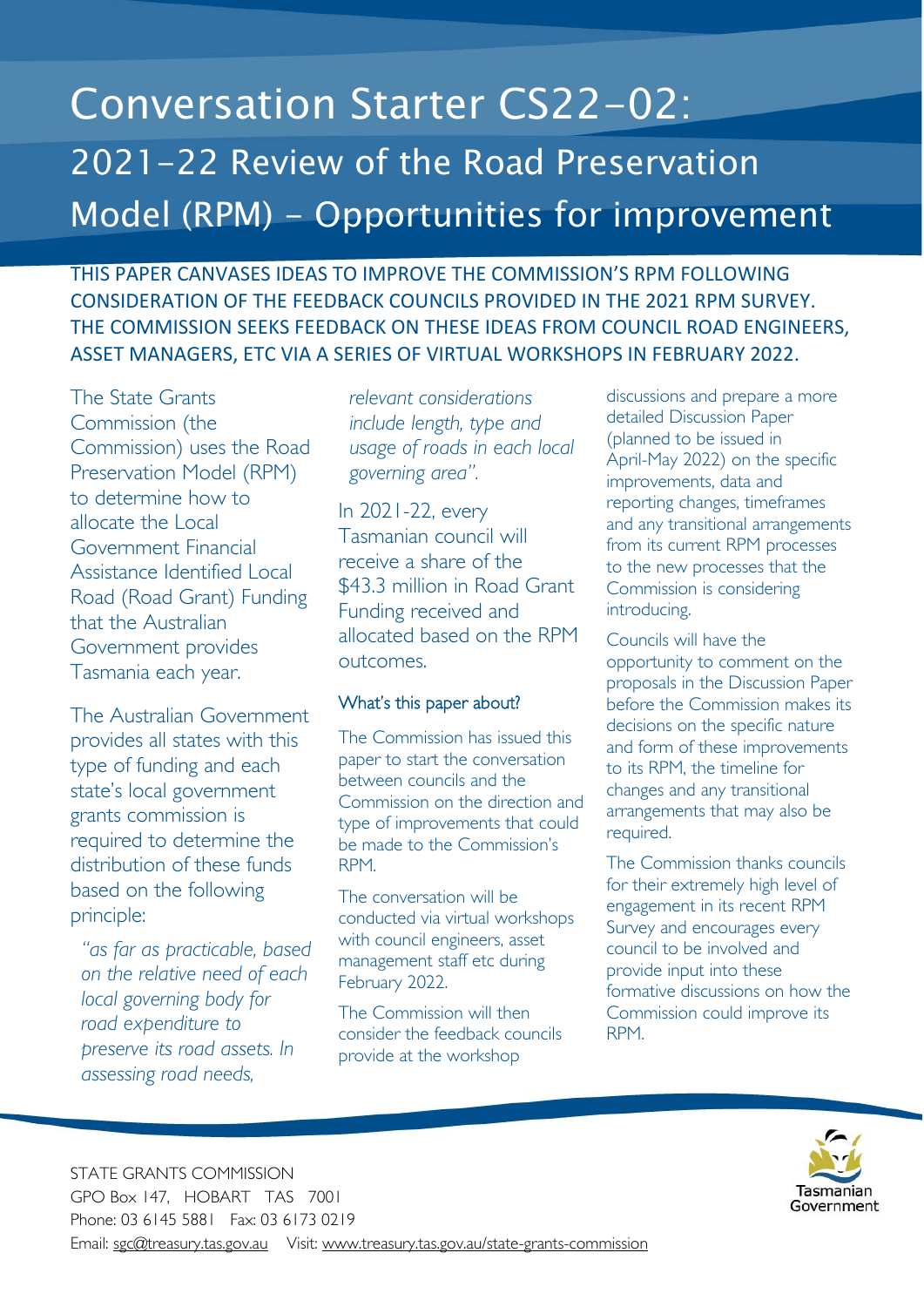# Conversation Starter CS22-02:

## 2021-22 Review of the Road Preservation Model (RPM) – Opportunities for improvement

THIS PAPER CANVASES IDEAS TO IMPROVE THE COMMISSION'S RPM FOLLOWING CONSIDERATION OF THE FEEDBACK COUNCILS PROVIDED IN THE 2021 RPM SURVEY. THE COMMISSION SEEKS FEEDBACK ON THESE IDEAS FROM COUNCIL ROAD ENGINEERS, ASSET MANAGERS, ETC VIA A SERIES OF VIRTUAL WORKSHOPS IN FEBRUARY 2022.

The State Grants Commission (the Commission) uses the Road Preservation Model (RPM) to determine how to allocate the Local Government Financial Assistance Identified Local Road (Road Grant) Funding that the Australian Government provides Tasmania each year.

The Australian Government provides all states with this type of funding and each state's local government grants commission is required to determine the distribution of these funds based on the following principle:

> *"as far as practicable, based on the relative need of each local governing body for road expenditure to preserve its road assets. In assessing road needs, relevant considerations include length, type and usage of roads in each local governing area".*

In 2021-22, every Tasmanian council will receive a share of the $43.3 million in Road Grant Funding received and allocated based on the RPM outcomes.

### What's this paper about?

The Commission has issued this paper to start the conversation between councils and the Commission on the direction and type of improvements that could be made to the Commission's RPM.

The conversation will be conducted via virtual workshops with council engineers, asset management staff etc during February 2022.

The Commission will then consider the feedback councils provide at the workshop discussions and prepare a more detailed Discussion Paper (planned to be issued in April-May 2022) on the specific improvements, data and reporting changes, timeframes and any transitional arrangements from its current RPM processes to the new processes that the Commission is considering introducing.

Councils will have the opportunity to comment on the proposals in the Discussion Paper before the Commission makes its decisions on the specific nature and form of these improvements to its RPM, the timeline for changes and any transitional arrangements that may also be required.

The Commission thanks councils for their extremely high level of engagement in its recent RPM Survey and encourages every council to be involved and provide input into these formative discussions on how the Commission could improve its RPM.

STATE GRANTS COMMISSION
GPO Box 147, HOBART TAS 7001
Phone: 03 6145 5881 Fax: 03 6173 0219
Email: sgc@treasury.tas.gov.au Visit: www.treasury.tas.gov.au/state-grants-commission

Tasmanian Government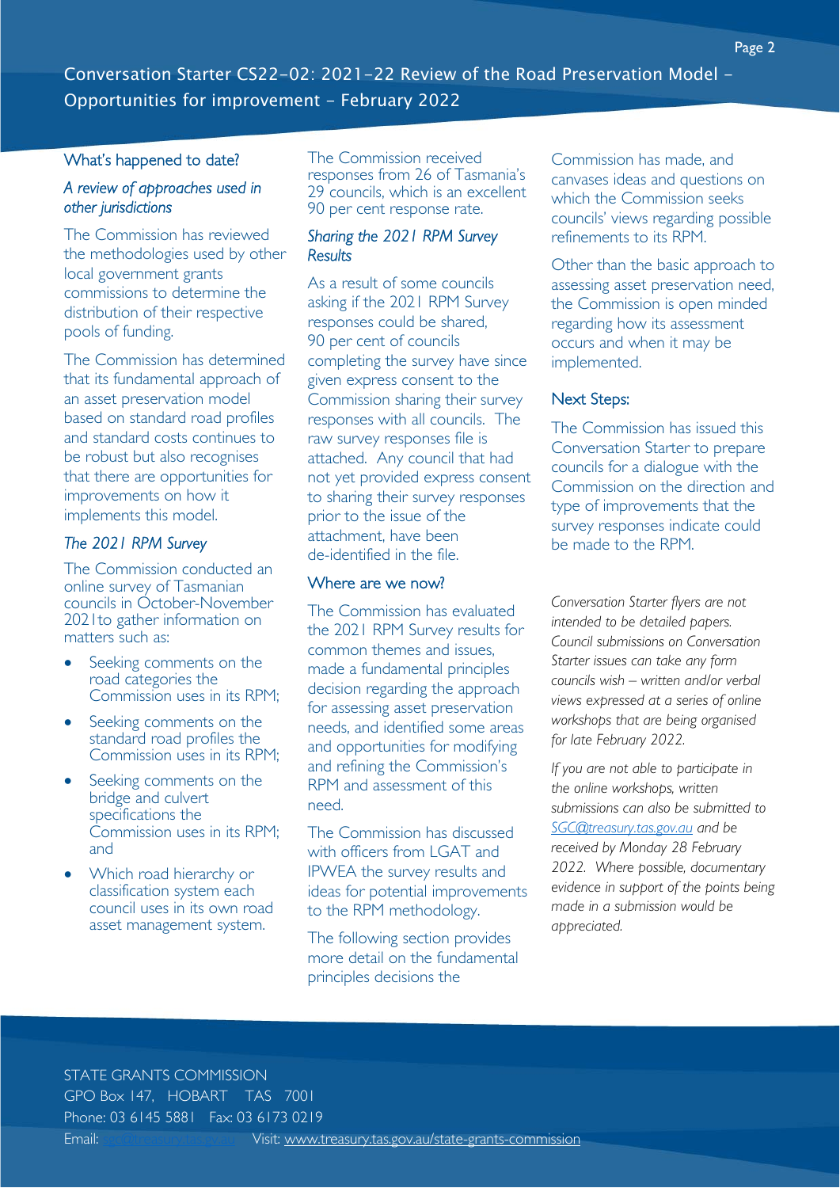## What's happened to date?

### *A review of approaches used in other jurisdictions*

The Commission has reviewed the methodologies used by other local government grants commissions to determine the distribution of their respective pools of funding.

The Commission has determined that its fundamental approach of an asset preservation model based on standard road profiles and standard costs continues to be robust but also recognises that there are opportunities for improvements on how it implements this model.

### *The 2021 RPM Survey*

The Commission conducted an online survey of Tasmanian councils in October-November 2021to gather information on matters such as:

- Seeking comments on the road categories the Commission uses in its RPM;
- Seeking comments on the standard road profiles the Commission uses in its RPM;
- Seeking comments on the bridge and culvert specifications the Commission uses in its RPM; and
- Which road hierarchy or classification system each council uses in its own road asset management system.

The Commission received responses from 26 of Tasmania's 29 councils, which is an excellent 90 per cent response rate.

### *Sharing the 2021 RPM Survey Results*

As a result of some councils asking if the 2021 RPM Survey responses could be shared, 90 per cent of councils completing the survey have since given express consent to the Commission sharing their survey responses with all councils. The raw survey responses file is attached. Any council that had not yet provided express consent to sharing their survey responses prior to the issue of the attachment, have been de-identified in the file.

## Where are we now?

The Commission has evaluated the 2021 RPM Survey results for common themes and issues, made a fundamental principles decision regarding the approach for assessing asset preservation needs, and identified some areas and opportunities for modifying and refining the Commission's RPM and assessment of this need.

The Commission has discussed with officers from LGAT and IPWEA the survey results and ideas for potential improvements to the RPM methodology.

The following section provides more detail on the fundamental principles decisions the Commission has made, and canvases ideas and questions on which the Commission seeks councils' views regarding possible refinements to its RPM.

Other than the basic approach to assessing asset preservation need, the Commission is open minded regarding how its assessment occurs and when it may be implemented.

## Next Steps:

The Commission has issued this Conversation Starter to prepare councils for a dialogue with the Commission on the direction and type of improvements that the survey responses indicate could be made to the RPM.

*Conversation Starter flyers are not intended to be detailed papers. Council submissions on Conversation Starter issues can take any form councils wish – written and/or verbal views expressed at a series of online workshops that are being organised for late February 2022.*

*If you are not able to participate in the online workshops, written submissions can also be submitted to SGC@treasury.tas.gov.au and be received by Monday 28 February 2022. Where possible, documentary evidence in support of the points being made in a submission would be appreciated.*

STATE GRANTS COMMISSION
GPO Box 147, HOBART TAS 7001
Phone: 03 6145 5881 Fax: 03 6173 0219
Email: sgc@treasury.tas.gov.au Visit: www.treasury.tas.gov.au/state-grants-commission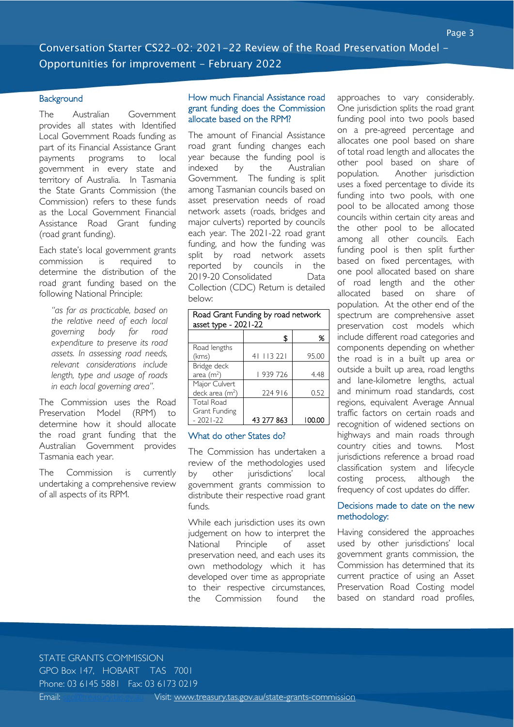## Background

The Australian Government provides all states with Identified Local Government Roads funding as part of its Financial Assistance Grant payments programs to local government in every state and territory of Australia. In Tasmania the State Grants Commission (the Commission) refers to these funds as the Local Government Financial Assistance Road Grant funding (road grant funding).

Each state's local government grants commission is required to determine the distribution of the road grant funding based on the following National Principle:

> *"as far as practicable, based on the relative need of each local governing body for road expenditure to preserve its road assets. In assessing road needs, relevant considerations include length, type and usage of roads in each local governing area".*

The Commission uses the Road Preservation Model (RPM) to determine how it should allocate the road grant funding that the Australian Government provides Tasmania each year.

The Commission is currently undertaking a comprehensive review of all aspects of its RPM.

## How much Financial Assistance road grant funding does the Commission allocate based on the RPM?

The amount of Financial Assistance road grant funding changes each year because the funding pool is indexed by the Australian Government. The funding is split among Tasmanian councils based on asset preservation needs of road network assets (roads, bridges and major culverts) reported by councils each year. The 2021-22 road grant funding, and how the funding was split by road network assets reported by councils in the 2019-20 Consolidated Data Collection (CDC) Return is detailed below:

| Road Grant Funding by road network asset type - 2021-22 | | |
|---|---|---|
| | $ | % |
| Road lengths (kms) | 41 113 221 | 95.00 |
| Bridge deck area ($m^2$) | 1 939 726 | 4.48 |
| Major Culvert deck area ($m^2$) | 224 916 | 0.52 |
| **Total Road Grant Funding - 2021-22** | **43 277 863** | **100.00** |

## What do other States do?

The Commission has undertaken a review of the methodologies used by other jurisdictions' local government grants commission to distribute their respective road grant funds.

While each jurisdiction uses its own judgement on how to interpret the National Principle of asset preservation need, and each uses its own methodology which it has developed over time as appropriate to their respective circumstances, the Commission found the approaches to vary considerably. One jurisdiction splits the road grant funding pool into two pools based on a pre-agreed percentage and allocates one pool based on share of total road length and allocates the other pool based on share of population. Another jurisdiction uses a fixed percentage to divide its funding into two pools, with one pool to be allocated among those councils within certain city areas and the other pool to be allocated among all other councils. Each funding pool is then split further based on fixed percentages, with one pool allocated based on share of road length and the other allocated based on share of population. At the other end of the spectrum are comprehensive asset preservation cost models which include different road categories and components depending on whether the road is in a built up area or outside a built up area, road lengths and lane-kilometre lengths, actual and minimum road standards, cost regions, equivalent Average Annual traffic factors on certain roads and recognition of widened sections on highways and main roads through country cities and towns. Most jurisdictions reference a broad road classification system and lifecycle costing process, although the frequency of cost updates do differ.

## Decisions made to date on the new methodology:

Having considered the approaches used by other jurisdictions' local government grants commission, the Commission has determined that its current practice of using an Asset Preservation Road Costing model based on standard road profiles,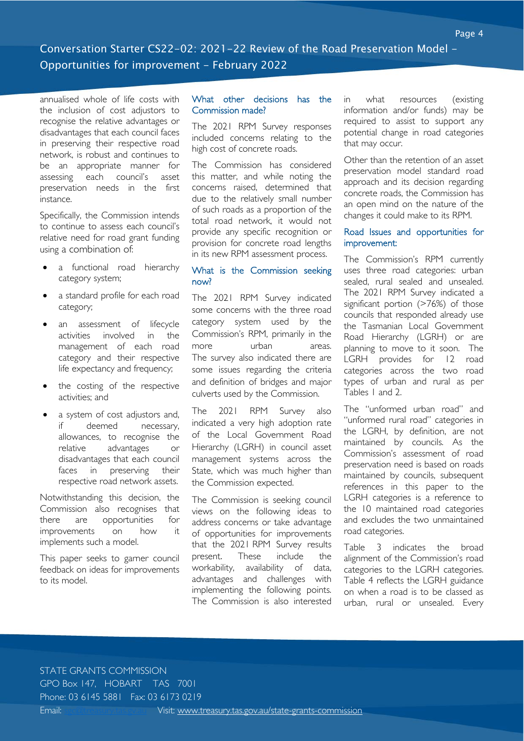annualised whole of life costs with the inclusion of cost adjustors to recognise the relative advantages or disadvantages that each council faces in preserving their respective road network, is robust and continues to be an appropriate manner for assessing each council's asset preservation needs in the first instance.

Specifically, the Commission intends to continue to assess each council's relative need for road grant funding using a combination of:

- a functional road hierarchy category system;
- a standard profile for each road category;
- an assessment of lifecycle activities involved in the management of each road category and their respective life expectancy and frequency;
- the costing of the respective activities; and
- a system of cost adjustors and, if deemed necessary, allowances, to recognise the relative advantages or disadvantages that each council faces in preserving their respective road network assets.

Notwithstanding this decision, the Commission also recognises that there are opportunities for improvements on how it implements such a model.

This paper seeks to garner council feedback on ideas for improvements to its model.

### What other decisions has the Commission made?

The 2021 RPM Survey responses included concerns relating to the high cost of concrete roads.

The Commission has considered this matter, and while noting the concerns raised, determined that due to the relatively small number of such roads as a proportion of the total road network, it would not provide any specific recognition or provision for concrete road lengths in its new RPM assessment process.

### What is the Commission seeking now?

The 2021 RPM Survey indicated some concerns with the three road category system used by the Commission's RPM, primarily in the more urban areas. The survey also indicated there are some issues regarding the criteria and definition of bridges and major culverts used by the Commission.

The 2021 RPM Survey also indicated a very high adoption rate of the Local Government Road Hierarchy (LGRH) in council asset management systems across the State, which was much higher than the Commission expected.

The Commission is seeking council views on the following ideas to address concerns or take advantage of opportunities for improvements that the 2021 RPM Survey results present. These include the workability, availability of data, advantages and challenges with implementing the following points. The Commission is also interested in what resources (existing information and/or funds) may be required to assist to support any potential change in road categories that may occur.

Other than the retention of an asset preservation model standard road approach and its decision regarding concrete roads, the Commission has an open mind on the nature of the changes it could make to its RPM.

### Road Issues and opportunities for improvement:

The Commission's RPM currently uses three road categories: urban sealed, rural sealed and unsealed. The 2021 RPM Survey indicated a significant portion (>76%) of those councils that responded already use the Tasmanian Local Government Road Hierarchy (LGRH) or are planning to move to it soon. The LGRH provides for 12 road categories across the two road types of urban and rural as per Tables 1 and 2.

The "unformed urban road" and "unformed rural road" categories in the LGRH, by definition, are not maintained by councils. As the Commission's assessment of road preservation need is based on roads maintained by councils, subsequent references in this paper to the LGRH categories is a reference to the 10 maintained road categories and excludes the two unmaintained road categories.

Table 3 indicates the broad alignment of the Commission's road categories to the LGRH categories. Table 4 reflects the LGRH guidance on when a road is to be classed as urban, rural or unsealed. Every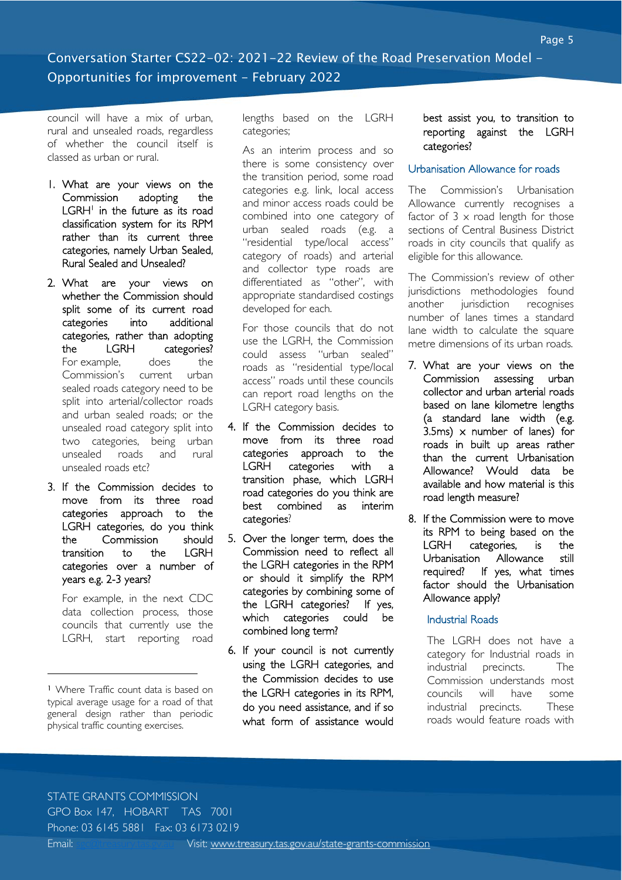council will have a mix of urban, rural and unsealed roads, regardless of whether the council itself is classed as urban or rural.

1. What are your views on the Commission adopting the LGRH[1] in the future as its road classification system for its RPM rather than its current three categories, namely Urban Sealed, Rural Sealed and Unsealed?

2. What are your views on whether the Commission should split some of its current road categories into additional categories, rather than adopting the LGRH categories? For example, does the Commission's current urban sealed roads category need to be split into arterial/collector roads and urban sealed roads; or the unsealed road category split into two categories, being urban unsealed roads and rural unsealed roads etc?

3. If the Commission decides to move from its three road categories approach to the LGRH categories, do you think the Commission should transition to the LGRH categories over a number of years e.g. 2-3 years?

   For example, in the next CDC data collection process, those councils that currently use the LGRH, start reporting road lengths based on the LGRH categories;

   As an interim process and so there is some consistency over the transition period, some road categories e.g. link, local access and minor access roads could be combined into one category of urban sealed roads (e.g. a "residential type/local access" category of roads) and arterial and collector type roads are differentiated as "other", with appropriate standardised costings developed for each.

   For those councils that do not use the LGRH, the Commission could assess "urban sealed" roads as "residential type/local access" roads until these councils can report road lengths on the LGRH category basis.

4. If the Commission decides to move from its three road categories approach to the LGRH categories with a transition phase, which LGRH road categories do you think are best combined as interim categories?

5. Over the longer term, does the Commission need to reflect all the LGRH categories in the RPM or should it simplify the RPM categories by combining some of the LGRH categories? If yes, which categories could be combined long term?

6. If your council is not currently using the LGRH categories, and the Commission decides to use the LGRH categories in its RPM, do you need assistance, and if so what form of assistance would best assist you, to transition to reporting against the LGRH categories?

### Urbanisation Allowance for roads

The Commission's Urbanisation Allowance currently recognises a factor of 3 x road length for those sections of Central Business District roads in city councils that qualify as eligible for this allowance.

The Commission's review of other jurisdictions methodologies found another jurisdiction recognises number of lanes times a standard lane width to calculate the square metre dimensions of its urban roads.

7. What are your views on the Commission assessing urban collector and urban arterial roads based on lane kilometre lengths (a standard lane width (e.g. 3.5ms) x number of lanes) for roads in built up areas rather than the current Urbanisation Allowance? Would data be available and how material is this road length measure?

8. If the Commission were to move its RPM to being based on the LGRH categories, is the Urbanisation Allowance still required? If yes, what times factor should the Urbanisation Allowance apply?

### Industrial Roads

The LGRH does not have a category for Industrial roads in industrial precincts. The Commission understands most councils will have some industrial precincts. These roads would feature roads with

[1] Where Traffic count data is based on typical average usage for a road of that general design rather than periodic physical traffic counting exercises.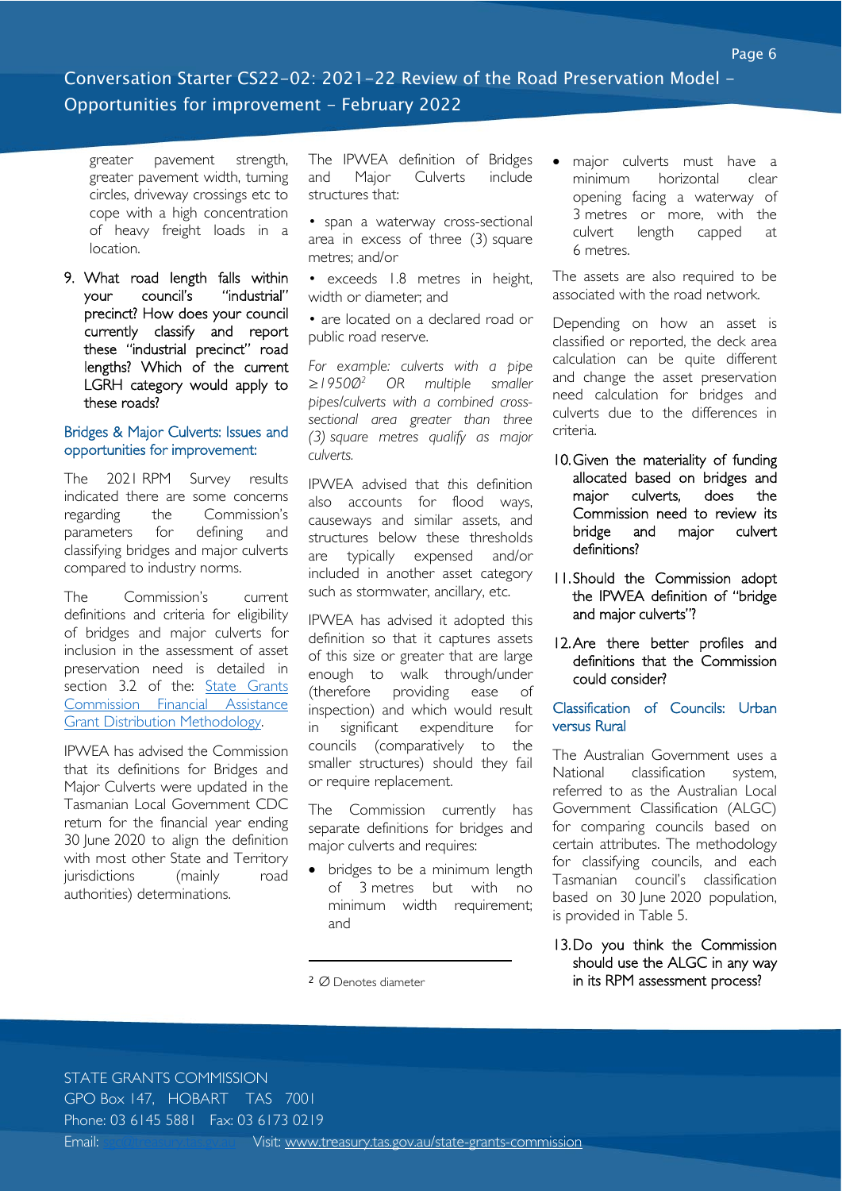greater pavement strength, greater pavement width, turning circles, driveway crossings etc to cope with a high concentration of heavy freight loads in a location.

9. **What road length falls within your council's "industrial" precinct? How does your council currently classify and report these "industrial precinct" road lengths? Which of the current LGRH category would apply to these roads?**

### Bridges & Major Culverts: Issues and opportunities for improvement:

The 2021 RPM Survey results indicated there are some concerns regarding the Commission's parameters for defining and classifying bridges and major culverts compared to industry norms.

The Commission's current definitions and criteria for eligibility of bridges and major culverts for inclusion in the assessment of asset preservation need is detailed in section 3.2 of the: [State Grants Commission Financial Assistance Grant Distribution Methodology](www.treasury.tas.gov.au/state-grants-commission).

IPWEA has advised the Commission that its definitions for Bridges and Major Culverts were updated in the Tasmanian Local Government CDC return for the financial year ending 30 June 2020 to align the definition with most other State and Territory jurisdictions (mainly road authorities) determinations.

The IPWEA definition of Bridges and Major Culverts include structures that:

- span a waterway cross-sectional area in excess of three (3) square metres; and/or
- exceeds 1.8 metres in height, width or diameter; and
- are located on a declared road or public road reserve.

*For example: culverts with a pipe ≥1950Ø[2] OR multiple smaller pipes/culverts with a combined cross-sectional area greater than three (3) square metres qualify as major culverts.*

IPWEA advised that this definition also accounts for flood ways, causeways and similar assets, and structures below these thresholds are typically expensed and/or included in another asset category such as stormwater, ancillary, etc.

IPWEA has advised it adopted this definition so that it captures assets of this size or greater that are large enough to walk through/under (therefore providing ease of inspection) and which would result in significant expenditure for councils (comparatively to the smaller structures) should they fail or require replacement.

The Commission currently has separate definitions for bridges and major culverts and requires:

- bridges to be a minimum length of 3 metres but with no minimum width requirement; and
- major culverts must have a minimum horizontal clear opening facing a waterway of 3 metres or more, with the culvert length capped at 6 metres.

The assets are also required to be associated with the road network.

Depending on how an asset is classified or reported, the deck area calculation can be quite different and change the asset preservation need calculation for bridges and culverts due to the differences in criteria.

10. **Given the materiality of funding allocated based on bridges and major culverts, does the Commission need to review its bridge and major culvert definitions?**
11. **Should the Commission adopt the IPWEA definition of "bridge and major culverts"?**
12. **Are there better profiles and definitions that the Commission could consider?**

### Classification of Councils: Urban versus Rural

The Australian Government uses a National classification system, referred to as the Australian Local Government Classification (ALGC) for comparing councils based on certain attributes. The methodology for classifying councils, and each Tasmanian council's classification based on 30 June 2020 population, is provided in Table 5.

13. **Do you think the Commission should use the ALGC in any way in its RPM assessment process?**

[2] Ø Denotes diameter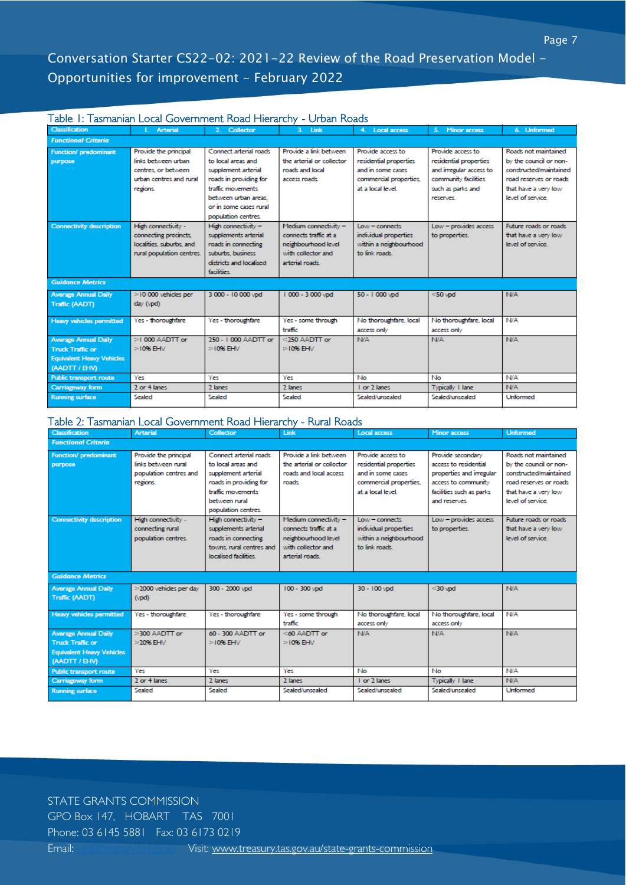Table 1: Tasmanian Local Government Road Hierarchy - Urban Roads

| Classification | 1. Arterial | 2. Collector | 3. Link | 4. Local access | 5. Minor access | 6. Unformed |
|---|---|---|---|---|---|---|
| **Functional Criteria** | | | | | | |
| Function/ predominant purpose | Provide the principal links between urban centres, or between urban centres and rural regions. | Connect arterial roads to local areas and supplement arterial roads in providing for traffic movements between urban areas, or in some cases rural population centres. | Provide a link between the arterial or collector roads and local access roads. | Provide access to residential properties and in some cases commercial properties, at a local level. | Provide access to residential properties and irregular access to community facilities such as parks and reserves. | Roads not maintained by the council or non-constructed/maintained road reserves or roads that have a very low level of service. |
| Connectivity description | High connectivity - connecting precincts, localities, suburbs, and rural population centres. | High connectivity – supplements arterial roads in connecting suburbs, business districts and localised facilities. | Medium connectivity – connects traffic at a neighbourhood level with collector and arterial roads. | Low – connects individual properties within a neighbourhood to link roads. | Low – provides access to properties. | Future roads or roads that have a very low level of service. |
| **Guidance Metrics** | | | | | | |
| Average Annual Daily Traffic (AADT) | >10 000 vehicles per day (vpd) | 3 000 - 10 000 vpd | 1 000 - 3 000 vpd | 50 - 1 000 vpd | <50 vpd | N/A |
| Heavy vehicles permitted | Yes - thoroughfare | Yes - thoroughfare | Yes - some through traffic | No thoroughfare, local access only | No thoroughfare, local access only | N/A |
| Average Annual Daily Truck Traffic or Equivalent Heavy Vehicles (AADTT / EHV) | >1 000 AADTT or >10% EHV | 250 - 1 000 AADTT or >10% EHV | <250 AADTT or >10% EHV | N/A | N/A | N/A |
| Public transport route | Yes | Yes | Yes | No | No | N/A |
| Carriageway form | 2 or 4 lanes | 2 lanes | 2 lanes | 1 or 2 lanes | Typically 1 lane | N/A |
| Running surface | Sealed | Sealed | Sealed | Sealed/unsealed | Sealed/unsealed | Unformed |

Table 2: Tasmanian Local Government Road Hierarchy - Rural Roads

| Classification | Arterial | Collector | Link | Local access | Minor access | Unformed |
|---|---|---|---|---|---|---|
| **Functional Criteria** | | | | | | |
| Function/ predominant purpose | Provide the principal links between rural population centres and regions. | Connect arterial roads to local areas and supplement arterial roads in providing for traffic movements between rural population centres. | Provide a link between the arterial or collector roads and local access roads. | Provide access to residential properties and in some cases commercial properties, at a local level. | Provide secondary access to residential properties and irregular access to community facilities such as parks and reserves. | Roads not maintained by the council or non-constructed/maintained road reserves or roads that have a very low level of service. |
| Connectivity description | High connectivity - connecting rural population centres. | High connectivity – supplements arterial roads in connecting towns, rural centres and localised facilities. | Medium connectivity – connects traffic at a neighbourhood level with collector and arterial roads. | Low – connects individual properties within a neighbourhood to link roads. | Low – provides access to properties. | Future roads or roads that have a very low level of service. |
| **Guidance Metrics** | | | | | | |
| Average Annual Daily Traffic (AADT) | >2000 vehicles per day (vpd) | 300 - 2000 vpd | 100 - 300 vpd | 30 - 100 vpd | <30 vpd | N/A |
| Heavy vehicles permitted | Yes - thoroughfare | Yes - thoroughfare | Yes - some through traffic | No thoroughfare, local access only | No thoroughfare, local access only | N/A |
| Average Annual Daily Truck Traffic or Equivalent Heavy Vehicles (AADTT / EHV) | >300 AADTT or >20% EHV | 60 - 300 AADTT or >10% EHV | <60 AADTT or >10% EHV | N/A | N/A | N/A |
| Public transport route | Yes | Yes | Yes | No | No | N/A |
| Carriageway form | 2 or 4 lanes | 2 lanes | 2 lanes | 1 or 2 lanes | Typically 1 lane | N/A |
| Running surface | Sealed | Sealed | Sealed/unsealed | Sealed/unsealed | Sealed/unsealed | Unformed |

STATE GRANTS COMMISSION
GPO Box 147, HOBART TAS 7001
Phone: 03 6145 5881 Fax: 03 6173 0219
Email: sgc@treasury.tas.gov.au Visit: www.treasury.tas.gov.au/state-grants-commission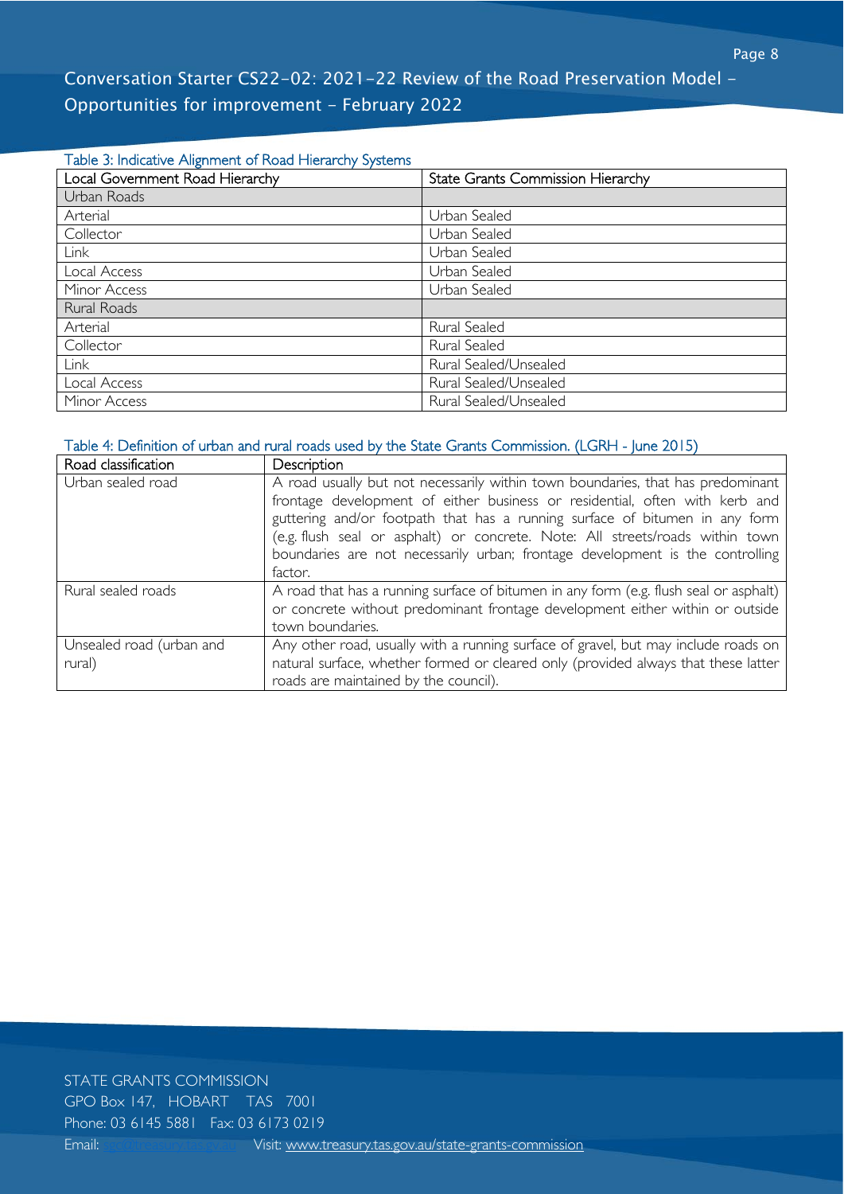Table 3: Indicative Alignment of Road Hierarchy Systems

| Local Government Road Hierarchy | State Grants Commission Hierarchy |
|---|---|
| Urban Roads | |
| Arterial | Urban Sealed |
| Collector | Urban Sealed |
| Link | Urban Sealed |
| Local Access | Urban Sealed |
| Minor Access | Urban Sealed |
| Rural Roads | |
| Arterial | Rural Sealed |
| Collector | Rural Sealed |
| Link | Rural Sealed/Unsealed |
| Local Access | Rural Sealed/Unsealed |
| Minor Access | Rural Sealed/Unsealed |

Table 4: Definition of urban and rural roads used by the State Grants Commission. (LGRH - June 2015)

| Road classification | Description |
|---|---|
| Urban sealed road | A road usually but not necessarily within town boundaries, that has predominant frontage development of either business or residential, often with kerb and guttering and/or footpath that has a running surface of bitumen in any form (e.g. flush seal or asphalt) or concrete. Note: All streets/roads within town boundaries are not necessarily urban; frontage development is the controlling factor. |
| Rural sealed roads | A road that has a running surface of bitumen in any form (e.g. flush seal or asphalt) or concrete without predominant frontage development either within or outside town boundaries. |
| Unsealed road (urban and rural) | Any other road, usually with a running surface of gravel, but may include roads on natural surface, whether formed or cleared only (provided always that these latter roads are maintained by the council). |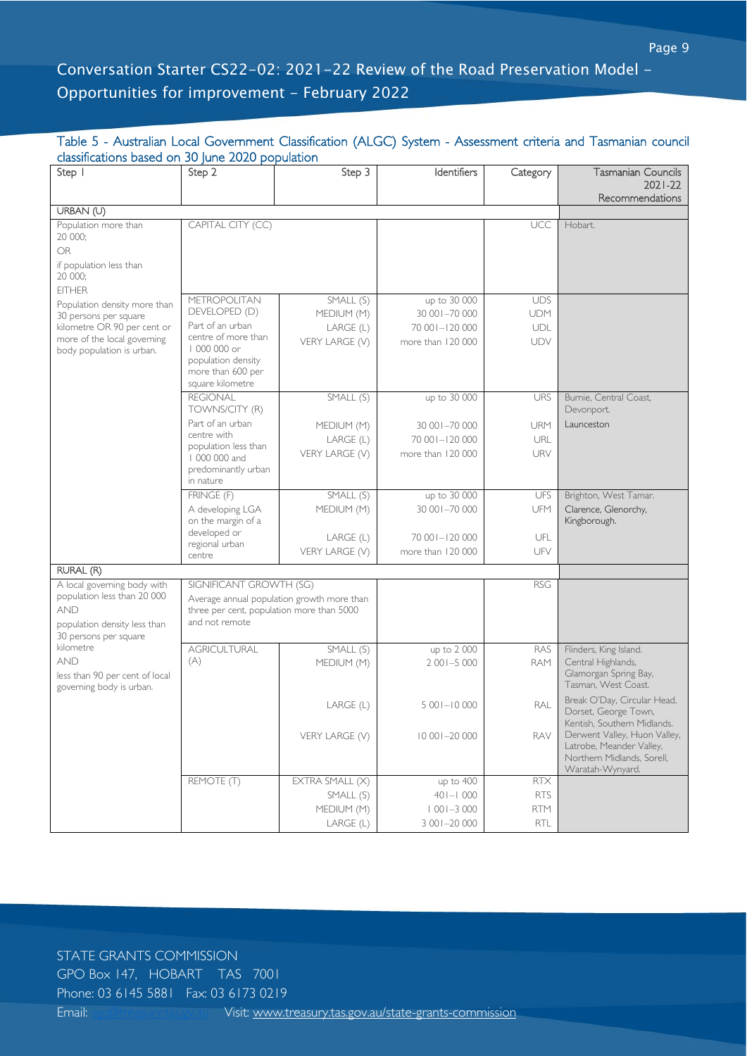Table 5 - Australian Local Government Classification (ALGC) System - Assessment criteria and Tasmanian council classifications based on 30 June 2020 population

| Step 1 | Step 2 | Step 3 | Identifiers | Category | Tasmanian Councils 2021-22 Recommendations |
|---|---|---|---|---|---|
| URBAN (U) | | | | | |
| Population more than 20 000; OR if population less than 20 000; EITHER | CAPITAL CITY (CC) | | | UCC | Hobart. |
| Population density more than 30 persons per square kilometre OR 90 per cent or more of the local governing body population is urban. | METROPOLITAN DEVELOPED (D) Part of an urban centre of more than 1 000 000 or population density more than 600 per square kilometre | SMALL (S) | up to 30 000 | UDS | |
| | | MEDIUM (M) | 30 001–70 000 | UDM | |
| | | LARGE (L) | 70 001–120 000 | UDL | |
| | | VERY LARGE (V) | more than 120 000 | UDV | |
| | REGIONAL TOWNS/CITY (R) Part of an urban centre with population less than 1 000 000 and predominantly urban in nature | SMALL (S) | up to 30 000 | URS | Burnie, Central Coast, Devonport. |
| | | MEDIUM (M) | 30 001–70 000 | URM | Launceston |
| | | LARGE (L) | 70 001–120 000 | URL | |
| | | VERY LARGE (V) | more than 120 000 | URV | |
| | FRINGE (F) A developing LGA on the margin of a developed or regional urban centre | SMALL (S) | up to 30 000 | UFS | Brighton, West Tamar. |
| | | MEDIUM (M) | 30 001–70 000 | UFM | Clarence, Glenorchy, Kingborough. |
| | | LARGE (L) | 70 001–120 000 | UFL | |
| | | VERY LARGE (V) | more than 120 000 | UFV | |
| RURAL (R) | | | | | |
| A local governing body with population less than 20 000 AND population density less than 30 persons per square kilometre AND less than 90 per cent of local governing body is urban. | SIGNIFICANT GROWTH (SG) Average annual population growth more than three per cent, population more than 5000 and not remote | | | RSG | |
| | AGRICULTURAL (A) | SMALL (S) | up to 2 000 | RAS | Flinders, King Island. |
| | | MEDIUM (M) | 2 001–5 000 | RAM | Central Highlands, Glamorgan Spring Bay, Tasman, West Coast. |
| | | LARGE (L) | 5 001–10 000 | RAL | Break O'Day, Circular Head, Dorset, George Town, Kentish, Southern Midlands. |
| | | VERY LARGE (V) | 10 001–20 000 | RAV | Derwent Valley, Huon Valley, Latrobe, Meander Valley, Northern Midlands, Sorell, Waratah-Wynyard. |
| | REMOTE (T) | EXTRA SMALL (X) | up to 400 | RTX | |
| | | SMALL (S) | 401–1 000 | RTS | |
| | | MEDIUM (M) | 1 001–3 000 | RTM | |
| | | LARGE (L) | 3 001–20 000 | RTL | |